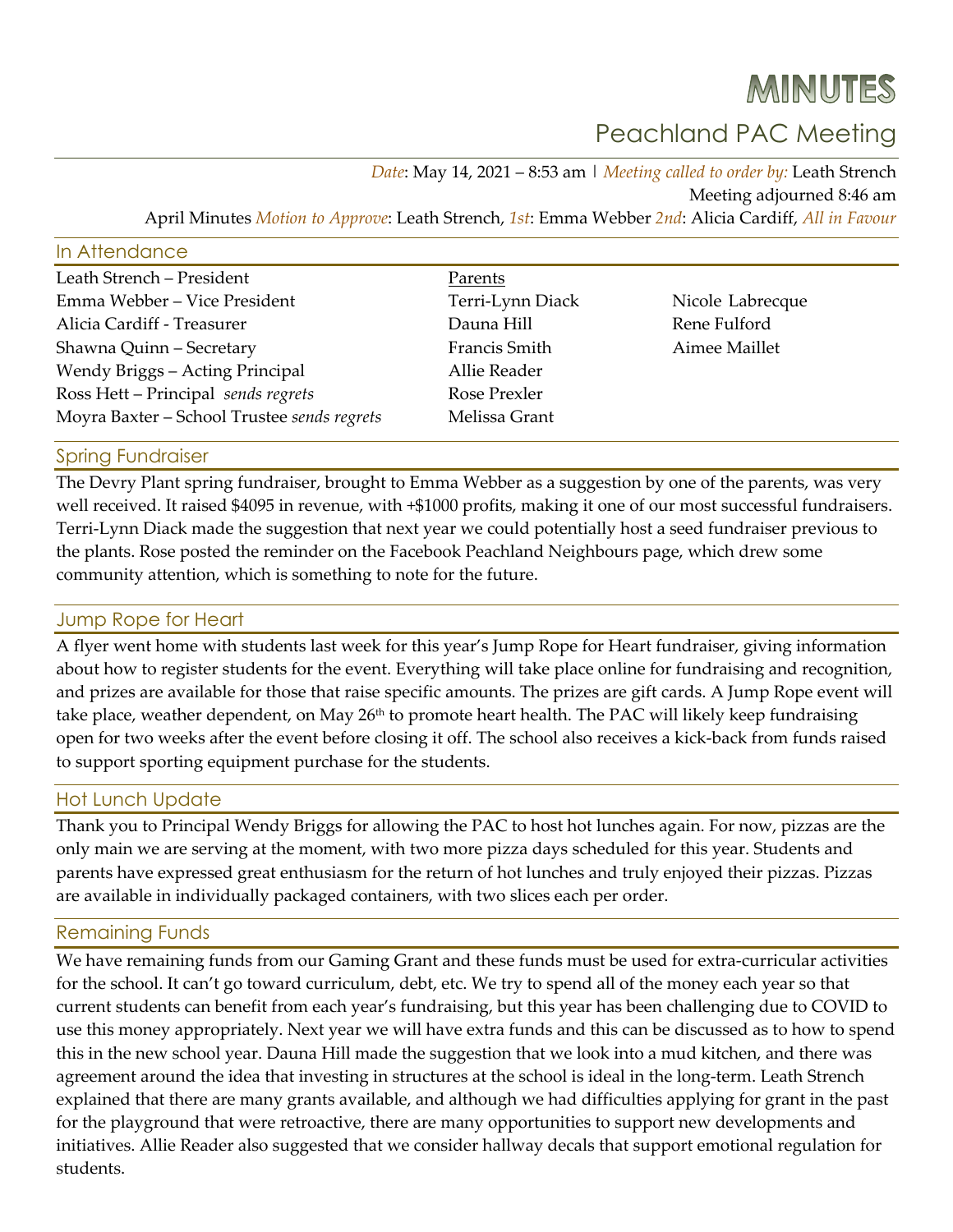# MINUTES

## Peachland PAC Meeting

*Date*: May 14, 2021 – 8:53 am | *Meeting called to order by:* Leath Strench

Meeting adjourned 8:46 am

April Minutes *Motion to Approve*: Leath Strench, *1st*: Emma Webber *2nd*: Alicia Cardiff, *All in Favour*

## In Attendance

Leath Strench – President
Emma Webber – Vice President
Alicia Cardiff - Treasurer
Shawna Quinn – Secretary
Wendy Briggs – Acting Principal
Ross Hett – Principal *sends regrets*
Moyra Baxter – School Trustee *sends regrets*

Parents

Terri-Lynn Diack
Dauna Hill
Francis Smith
Allie Reader
Rose Prexler
Melissa Grant
Nicole Labrecque
Rene Fulford
Aimee Maillet

## Spring Fundraiser

The Devry Plant spring fundraiser, brought to Emma Webber as a suggestion by one of the parents, was very well received. It raised $4095 in revenue, with +$1000 profits, making it one of our most successful fundraisers. Terri-Lynn Diack made the suggestion that next year we could potentially host a seed fundraiser previous to the plants. Rose posted the reminder on the Facebook Peachland Neighbours page, which drew some community attention, which is something to note for the future.

## Jump Rope for Heart

A flyer went home with students last week for this year's Jump Rope for Heart fundraiser, giving information about how to register students for the event. Everything will take place online for fundraising and recognition, and prizes are available for those that raise specific amounts. The prizes are gift cards. A Jump Rope event will take place, weather dependent, on May 26th to promote heart health. The PAC will likely keep fundraising open for two weeks after the event before closing it off. The school also receives a kick-back from funds raised to support sporting equipment purchase for the students.

## Hot Lunch Update

Thank you to Principal Wendy Briggs for allowing the PAC to host hot lunches again. For now, pizzas are the only main we are serving at the moment, with two more pizza days scheduled for this year. Students and parents have expressed great enthusiasm for the return of hot lunches and truly enjoyed their pizzas. Pizzas are available in individually packaged containers, with two slices each per order.

## Remaining Funds

We have remaining funds from our Gaming Grant and these funds must be used for extra-curricular activities for the school. It can't go toward curriculum, debt, etc. We try to spend all of the money each year so that current students can benefit from each year's fundraising, but this year has been challenging due to COVID to use this money appropriately. Next year we will have extra funds and this can be discussed as to how to spend this in the new school year. Dauna Hill made the suggestion that we look into a mud kitchen, and there was agreement around the idea that investing in structures at the school is ideal in the long-term. Leath Strench explained that there are many grants available, and although we had difficulties applying for grant in the past for the playground that were retroactive, there are many opportunities to support new developments and initiatives. Allie Reader also suggested that we consider hallway decals that support emotional regulation for students.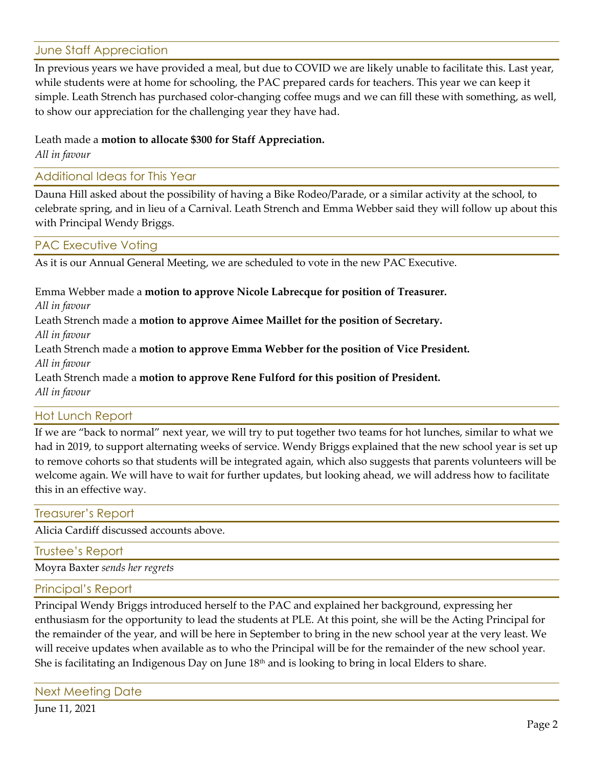## June Staff Appreciation

In previous years we have provided a meal, but due to COVID we are likely unable to facilitate this. Last year, while students were at home for schooling, the PAC prepared cards for teachers. This year we can keep it simple. Leath Strench has purchased color-changing coffee mugs and we can fill these with something, as well, to show our appreciation for the challenging year they have had.

Leath made a **motion to allocate $300 for Staff Appreciation.**
*All in favour*

## Additional Ideas for This Year

Dauna Hill asked about the possibility of having a Bike Rodeo/Parade, or a similar activity at the school, to celebrate spring, and in lieu of a Carnival. Leath Strench and Emma Webber said they will follow up about this with Principal Wendy Briggs.

## PAC Executive Voting

As it is our Annual General Meeting, we are scheduled to vote in the new PAC Executive.

Emma Webber made a **motion to approve Nicole Labrecque for position of Treasurer.**
*All in favour*
Leath Strench made a **motion to approve Aimee Maillet for the position of Secretary.**
*All in favour*
Leath Strench made a **motion to approve Emma Webber for the position of Vice President.**
*All in favour*
Leath Strench made a **motion to approve Rene Fulford for this position of President.**
*All in favour*

## Hot Lunch Report

If we are "back to normal" next year, we will try to put together two teams for hot lunches, similar to what we had in 2019, to support alternating weeks of service. Wendy Briggs explained that the new school year is set up to remove cohorts so that students will be integrated again, which also suggests that parents volunteers will be welcome again. We will have to wait for further updates, but looking ahead, we will address how to facilitate this in an effective way.

## Treasurer's Report

Alicia Cardiff discussed accounts above.

## Trustee's Report

Moyra Baxter *sends her regrets*

## Principal's Report

Principal Wendy Briggs introduced herself to the PAC and explained her background, expressing her enthusiasm for the opportunity to lead the students at PLE. At this point, she will be the Acting Principal for the remainder of the year, and will be here in September to bring in the new school year at the very least. We will receive updates when available as to who the Principal will be for the remainder of the new school year. She is facilitating an Indigenous Day on June 18th and is looking to bring in local Elders to share.

## Next Meeting Date

June 11, 2021